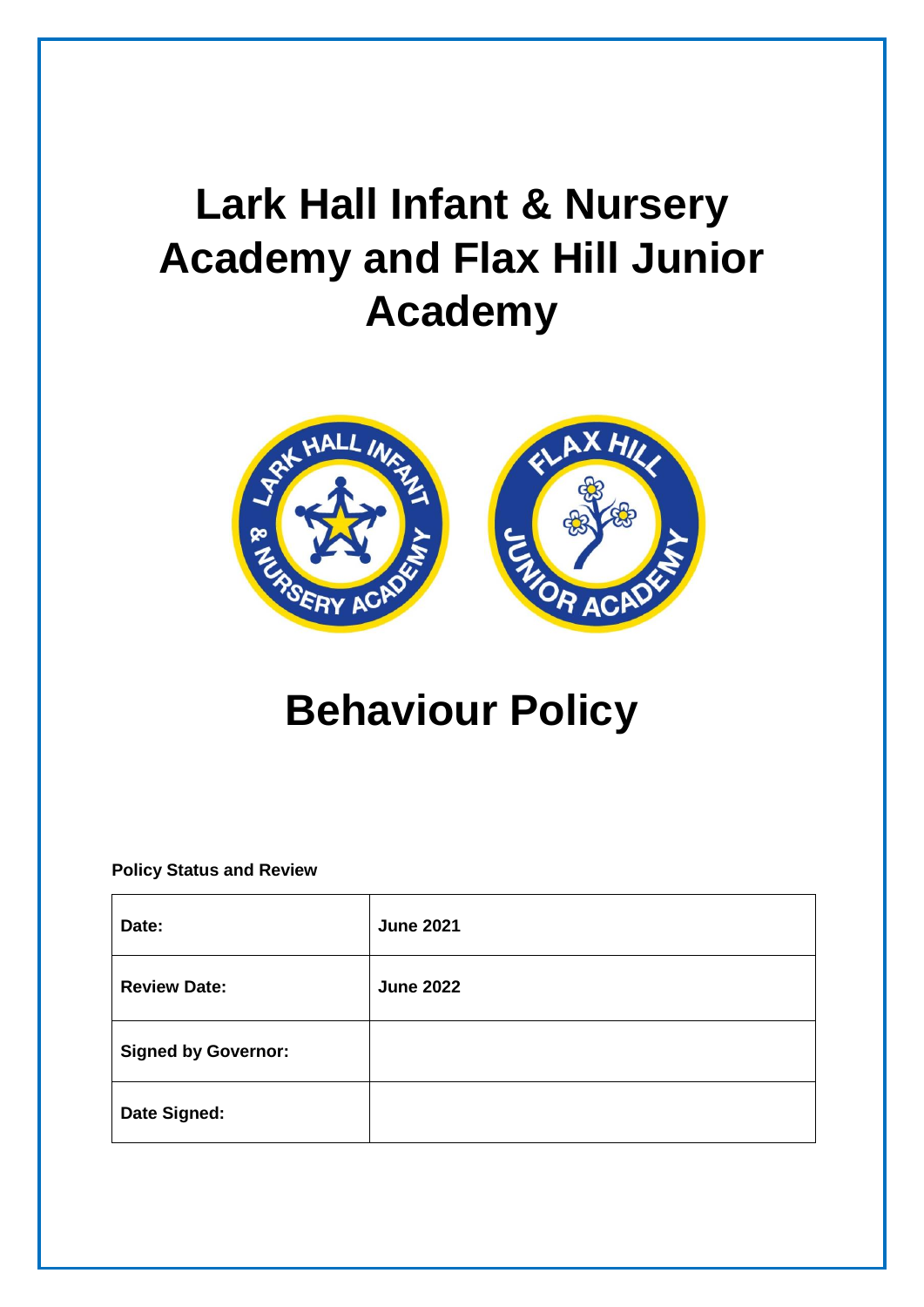# Lark Hall Infant & Nursery Academy and Flax Hill Junior Academy

# Behaviour Policy

**Policy Status and Review**

| | |
|---|---|
| **Date:** | **June 2021** |
| **Review Date:** | **June 2022** |
| **Signed by Governor:** | |
| **Date Signed:** | |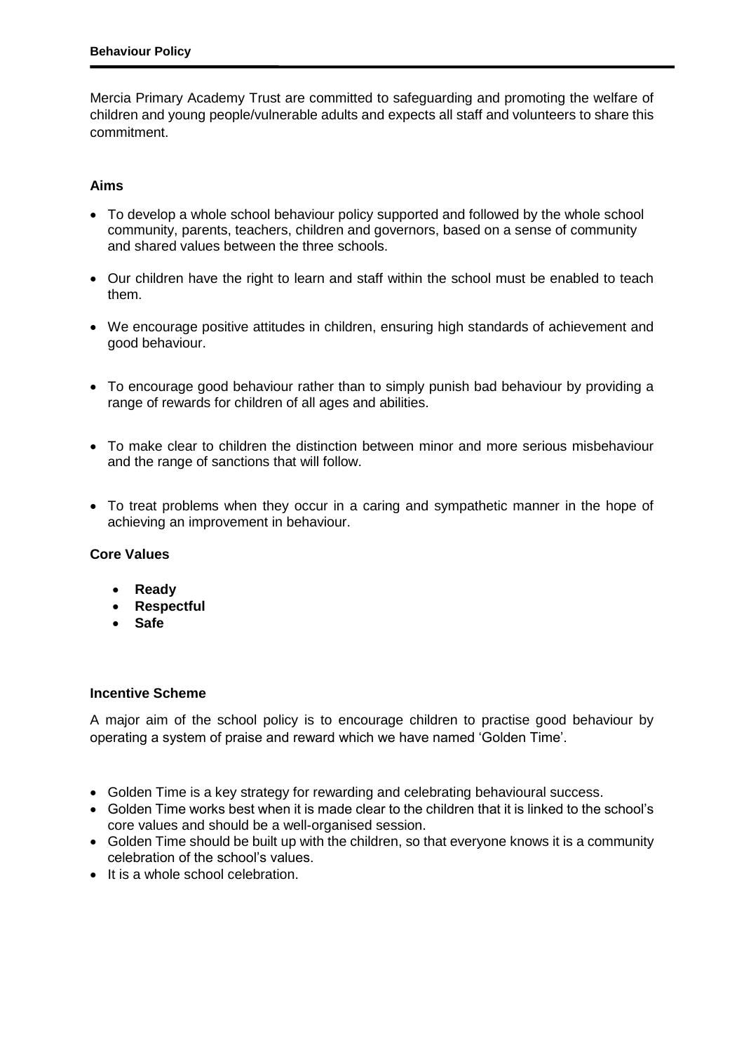Mercia Primary Academy Trust are committed to safeguarding and promoting the welfare of children and young people/vulnerable adults and expects all staff and volunteers to share this commitment.

## Aims

- To develop a whole school behaviour policy supported and followed by the whole school community, parents, teachers, children and governors, based on a sense of community and shared values between the three schools.
- Our children have the right to learn and staff within the school must be enabled to teach them.
- We encourage positive attitudes in children, ensuring high standards of achievement and good behaviour.
- To encourage good behaviour rather than to simply punish bad behaviour by providing a range of rewards for children of all ages and abilities.
- To make clear to children the distinction between minor and more serious misbehaviour and the range of sanctions that will follow.
- To treat problems when they occur in a caring and sympathetic manner in the hope of achieving an improvement in behaviour.

## Core Values

- **Ready**
- **Respectful**
- **Safe**

## Incentive Scheme

A major aim of the school policy is to encourage children to practise good behaviour by operating a system of praise and reward which we have named 'Golden Time'.

- Golden Time is a key strategy for rewarding and celebrating behavioural success.
- Golden Time works best when it is made clear to the children that it is linked to the school's core values and should be a well-organised session.
- Golden Time should be built up with the children, so that everyone knows it is a community celebration of the school's values.
- It is a whole school celebration.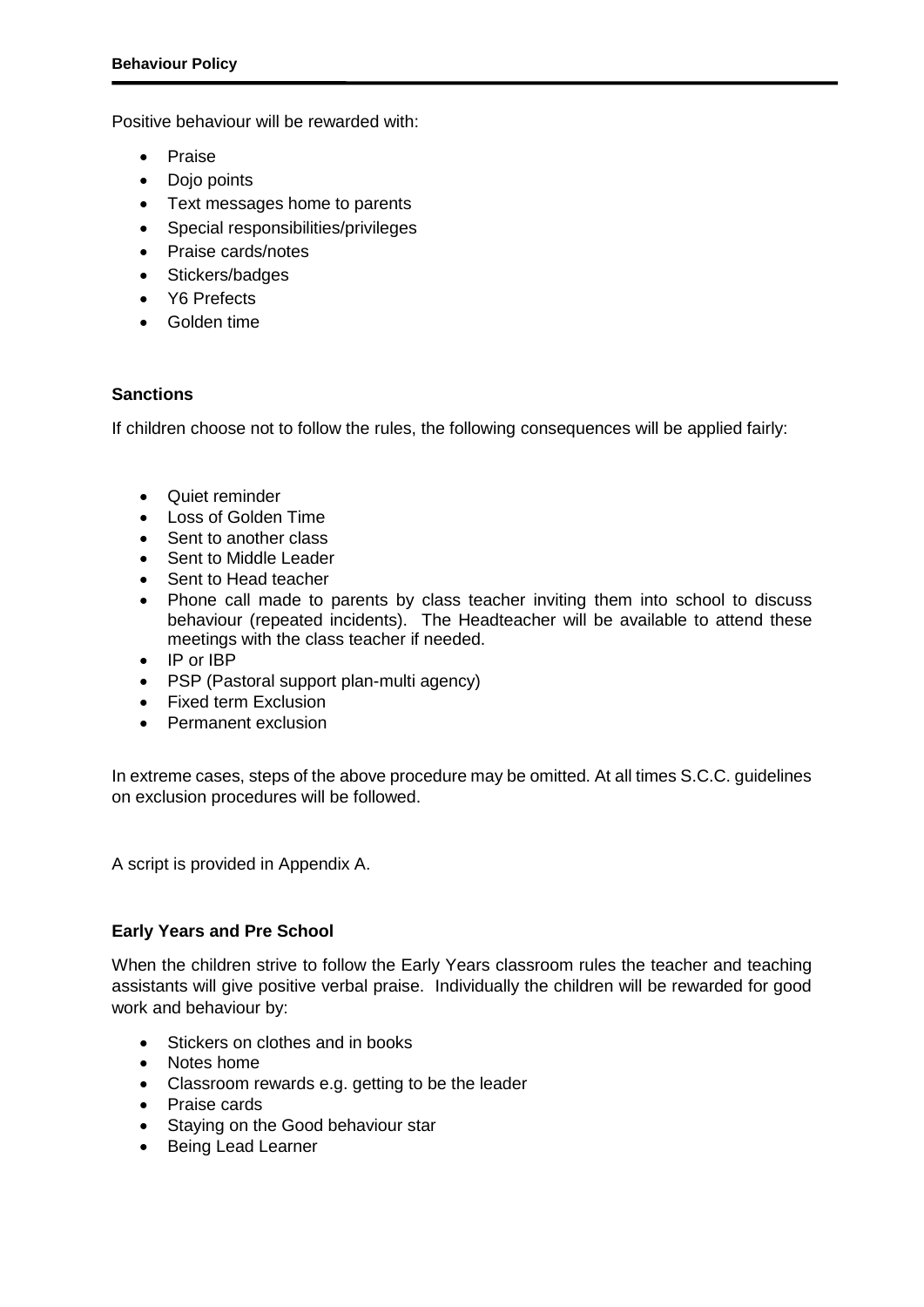Positive behaviour will be rewarded with:

- Praise
- Dojo points
- Text messages home to parents
- Special responsibilities/privileges
- Praise cards/notes
- Stickers/badges
- Y6 Prefects
- Golden time

**Sanctions**

If children choose not to follow the rules, the following consequences will be applied fairly:

- Quiet reminder
- Loss of Golden Time
- Sent to another class
- Sent to Middle Leader
- Sent to Head teacher
- Phone call made to parents by class teacher inviting them into school to discuss behaviour (repeated incidents). The Headteacher will be available to attend these meetings with the class teacher if needed.
- IP or IBP
- PSP (Pastoral support plan-multi agency)
- Fixed term Exclusion
- Permanent exclusion

In extreme cases, steps of the above procedure may be omitted. At all times S.C.C. guidelines on exclusion procedures will be followed.

A script is provided in Appendix A.

**Early Years and Pre School**

When the children strive to follow the Early Years classroom rules the teacher and teaching assistants will give positive verbal praise. Individually the children will be rewarded for good work and behaviour by:

- Stickers on clothes and in books
- Notes home
- Classroom rewards e.g. getting to be the leader
- Praise cards
- Staying on the Good behaviour star
- Being Lead Learner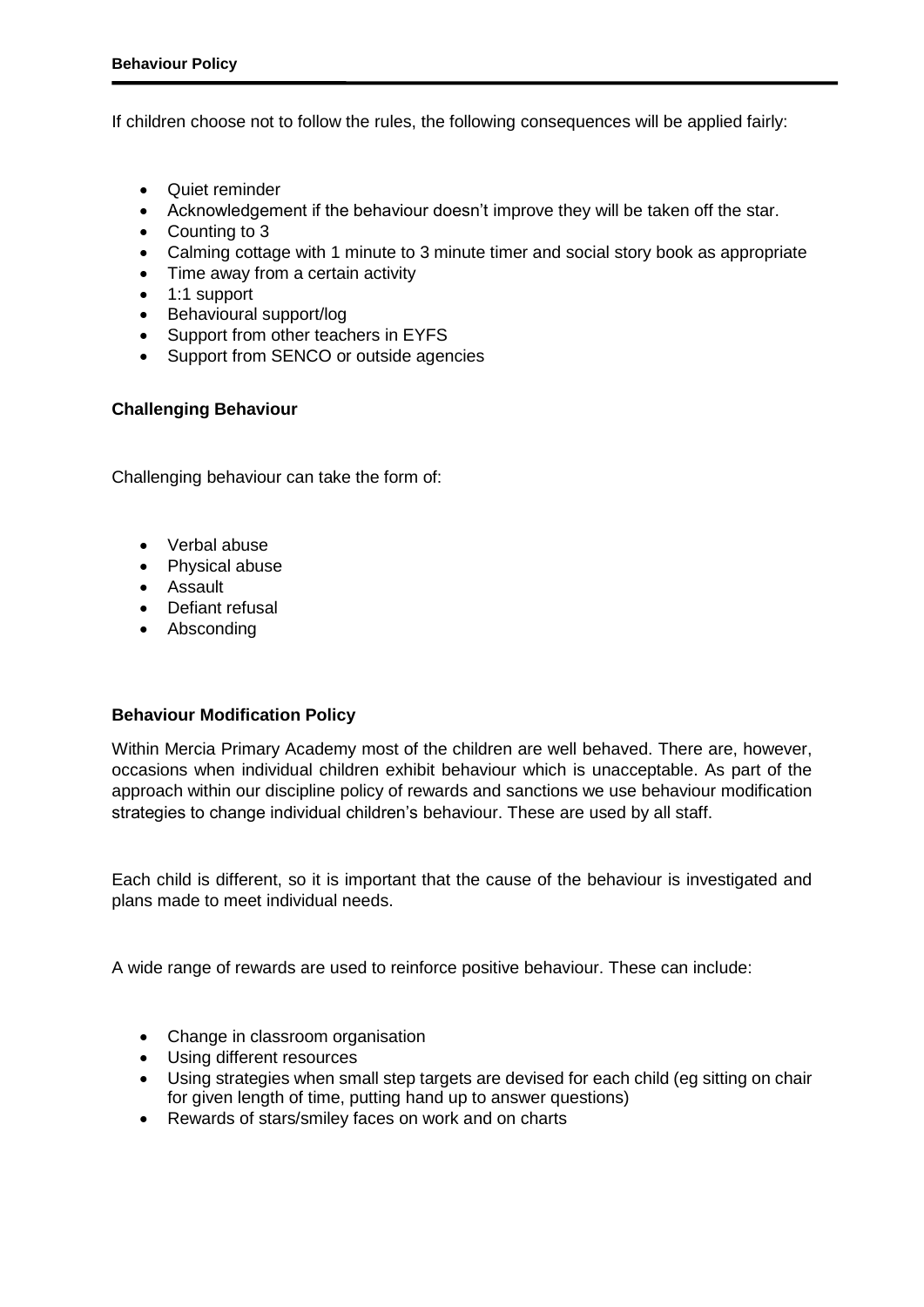If children choose not to follow the rules, the following consequences will be applied fairly:

- Quiet reminder
- Acknowledgement if the behaviour doesn't improve they will be taken off the star.
- Counting to 3
- Calming cottage with 1 minute to 3 minute timer and social story book as appropriate
- Time away from a certain activity
- 1:1 support
- Behavioural support/log
- Support from other teachers in EYFS
- Support from SENCO or outside agencies

**Challenging Behaviour**

Challenging behaviour can take the form of:

- Verbal abuse
- Physical abuse
- Assault
- Defiant refusal
- Absconding

**Behaviour Modification Policy**

Within Mercia Primary Academy most of the children are well behaved. There are, however, occasions when individual children exhibit behaviour which is unacceptable. As part of the approach within our discipline policy of rewards and sanctions we use behaviour modification strategies to change individual children's behaviour. These are used by all staff.

Each child is different, so it is important that the cause of the behaviour is investigated and plans made to meet individual needs.

A wide range of rewards are used to reinforce positive behaviour. These can include:

- Change in classroom organisation
- Using different resources
- Using strategies when small step targets are devised for each child (eg sitting on chair for given length of time, putting hand up to answer questions)
- Rewards of stars/smiley faces on work and on charts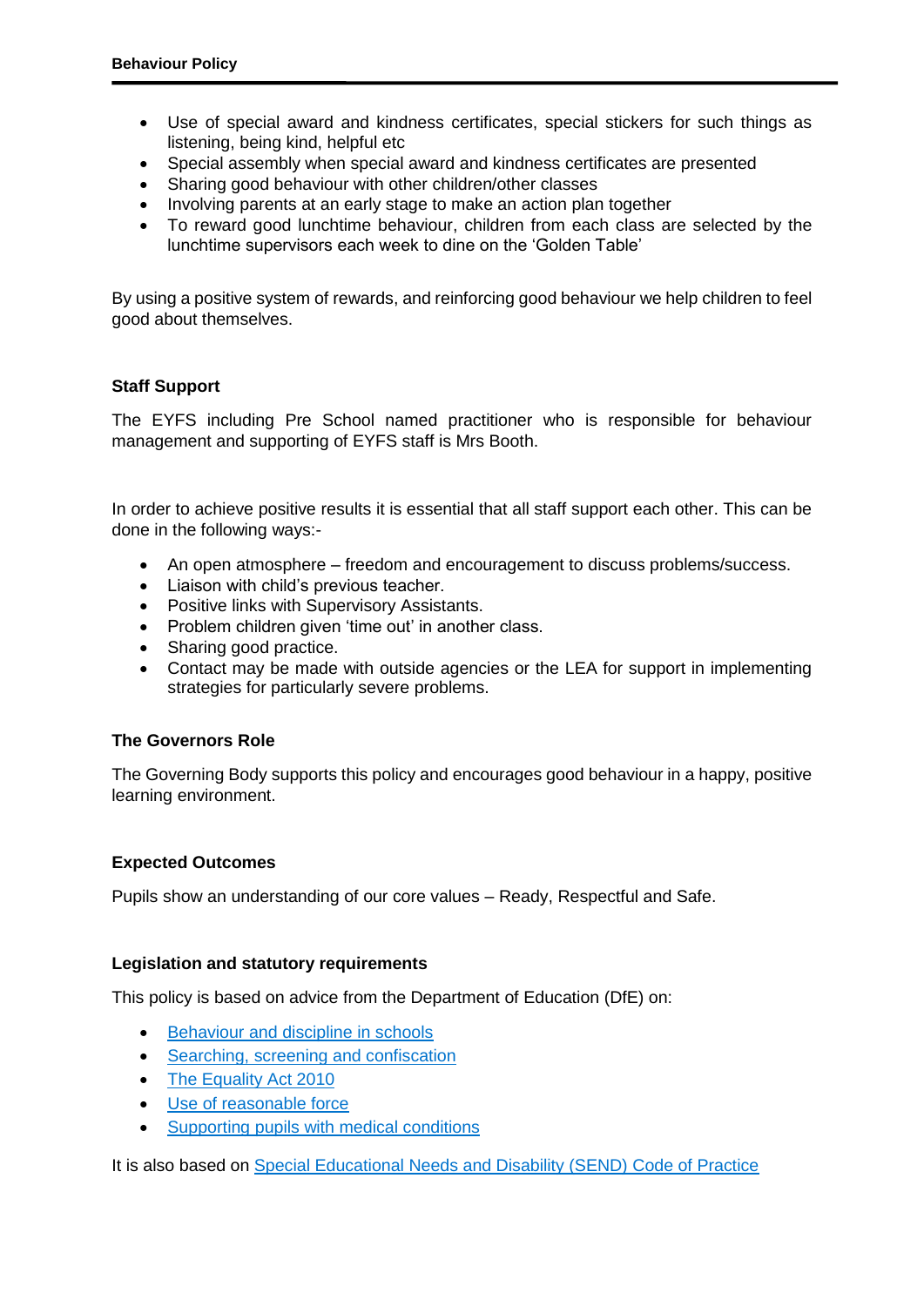- Use of special award and kindness certificates, special stickers for such things as listening, being kind, helpful etc
- Special assembly when special award and kindness certificates are presented
- Sharing good behaviour with other children/other classes
- Involving parents at an early stage to make an action plan together
- To reward good lunchtime behaviour, children from each class are selected by the lunchtime supervisors each week to dine on the 'Golden Table'

By using a positive system of rewards, and reinforcing good behaviour we help children to feel good about themselves.

### Staff Support

The EYFS including Pre School named practitioner who is responsible for behaviour management and supporting of EYFS staff is Mrs Booth.

In order to achieve positive results it is essential that all staff support each other. This can be done in the following ways:-

- An open atmosphere – freedom and encouragement to discuss problems/success.
- Liaison with child's previous teacher.
- Positive links with Supervisory Assistants.
- Problem children given 'time out' in another class.
- Sharing good practice.
- Contact may be made with outside agencies or the LEA for support in implementing strategies for particularly severe problems.

### The Governors Role

The Governing Body supports this policy and encourages good behaviour in a happy, positive learning environment.

### Expected Outcomes

Pupils show an understanding of our core values – Ready, Respectful and Safe.

### Legislation and statutory requirements

This policy is based on advice from the Department of Education (DfE) on:

- Behaviour and discipline in schools
- Searching, screening and confiscation
- The Equality Act 2010
- Use of reasonable force
- Supporting pupils with medical conditions

It is also based on Special Educational Needs and Disability (SEND) Code of Practice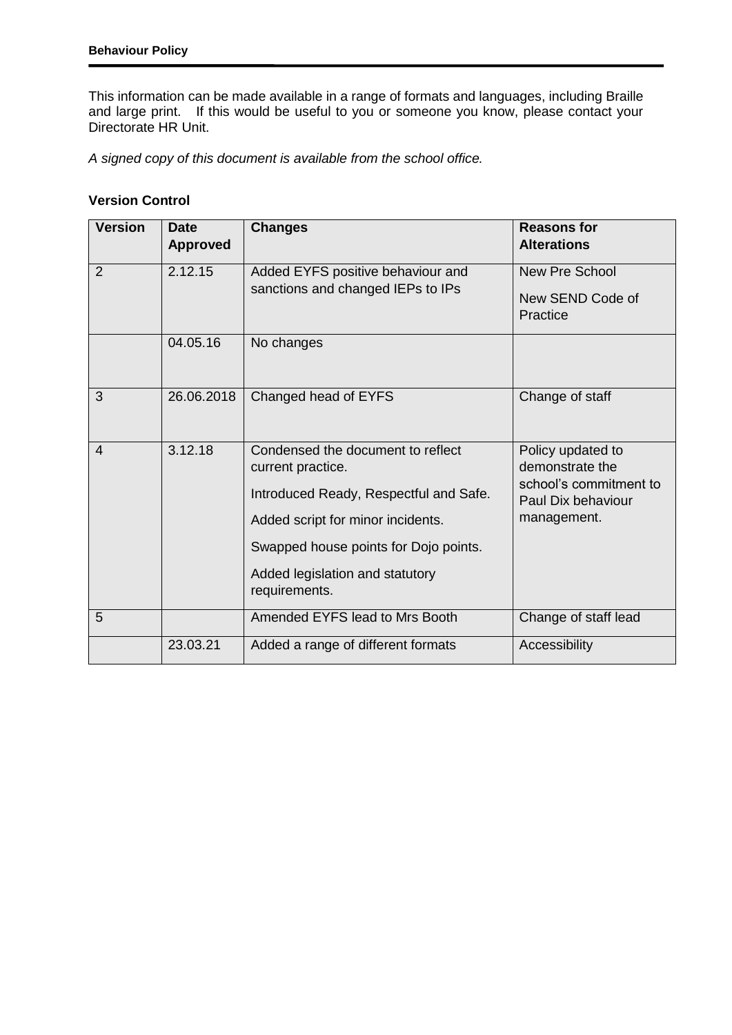This information can be made available in a range of formats and languages, including Braille and large print. If this would be useful to you or someone you know, please contact your Directorate HR Unit.

*A signed copy of this document is available from the school office.*

**Version Control**

| Version | Date Approved | Changes | Reasons for Alterations |
|---|---|---|---|
| 2 | 2.12.15 | Added EYFS positive behaviour and sanctions and changed IEPs to IPs | New Pre School<br>New SEND Code of Practice |
| | 04.05.16 | No changes | |
| 3 | 26.06.2018 | Changed head of EYFS | Change of staff |
| 4 | 3.12.18 | Condensed the document to reflect current practice.<br>Introduced Ready, Respectful and Safe.<br>Added script for minor incidents.<br>Swapped house points for Dojo points.<br>Added legislation and statutory requirements. | Policy updated to demonstrate the school's commitment to Paul Dix behaviour management. |
| 5 | | Amended EYFS lead to Mrs Booth | Change of staff lead |
| | 23.03.21 | Added a range of different formats | Accessibility |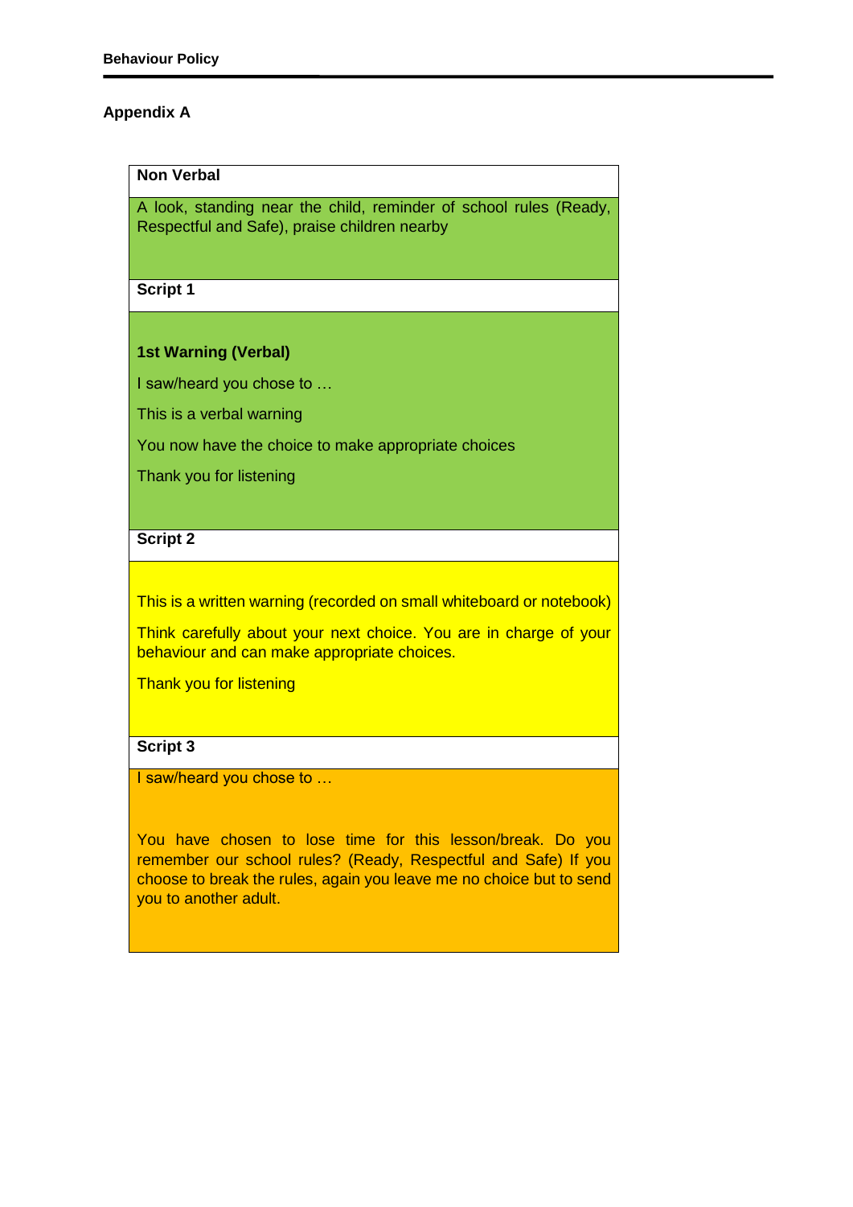## Appendix A

| Non Verbal |
|---|
| A look, standing near the child, reminder of school rules (Ready, Respectful and Safe), praise children nearby |
| **Script 1** |
| **1st Warning (Verbal)**<br><br>I saw/heard you chose to …<br><br>This is a verbal warning<br><br>You now have the choice to make appropriate choices<br><br>Thank you for listening |
| **Script 2** |
| This is a written warning (recorded on small whiteboard or notebook)<br><br>Think carefully about your next choice. You are in charge of your behaviour and can make appropriate choices.<br><br>Thank you for listening |
| **Script 3** |
| I saw/heard you chose to …<br><br>You have chosen to lose time for this lesson/break. Do you remember our school rules? (Ready, Respectful and Safe) If you choose to break the rules, again you leave me no choice but to send you to another adult. |